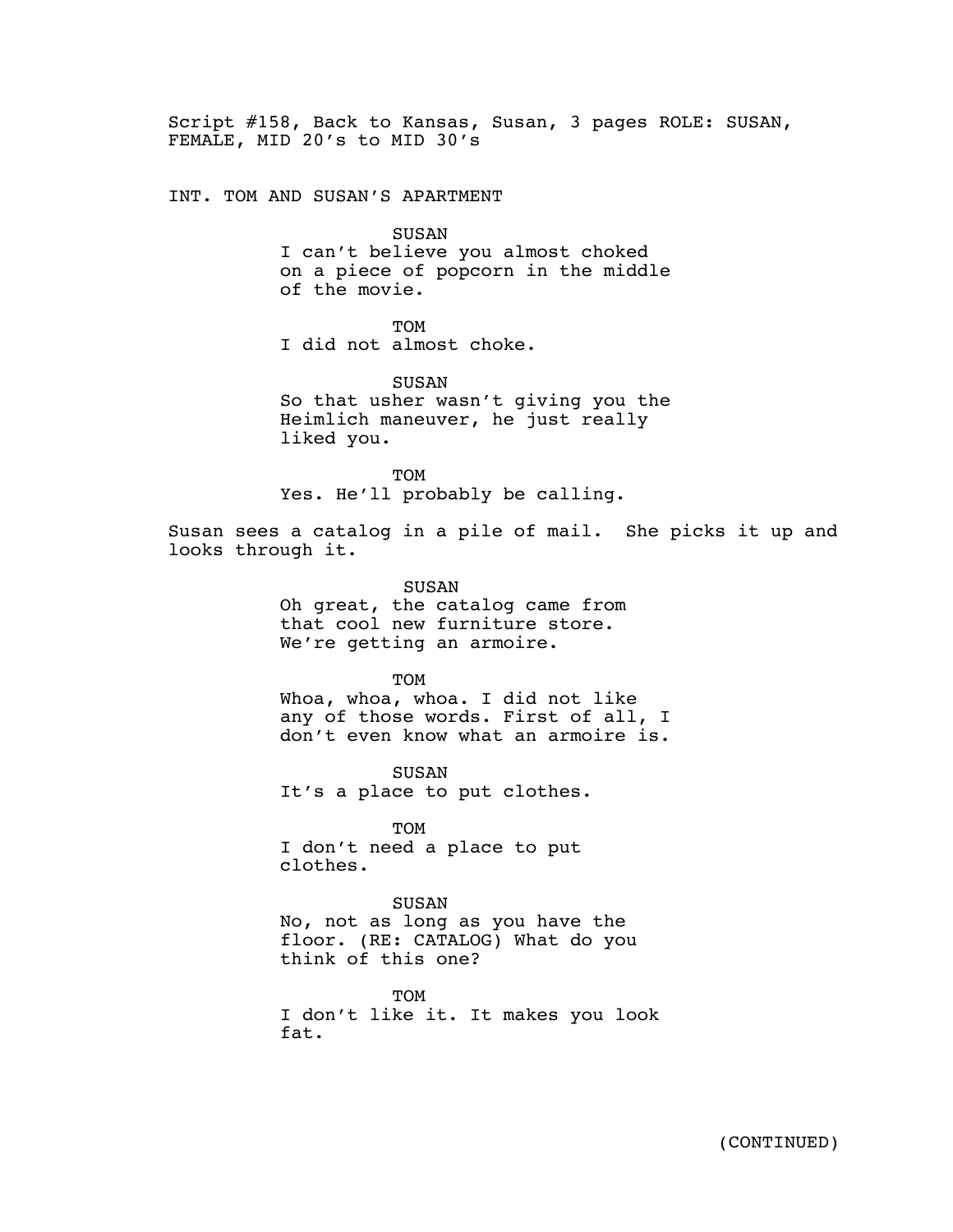Script #158, Back to Kansas, Susan, 3 pages ROLE: SUSAN, FEMALE, MID 20's to MID 30's

INT. TOM AND SUSAN'S APARTMENT

SUSAN
I can't believe you almost choked on a piece of popcorn in the middle of the movie.

TOM
I did not almost choke.

SUSAN
So that usher wasn't giving you the Heimlich maneuver, he just really liked you.

TOM
Yes. He'll probably be calling.

Susan sees a catalog in a pile of mail. She picks it up and looks through it.

SUSAN
Oh great, the catalog came from that cool new furniture store. We're getting an armoire.

TOM
Whoa, whoa, whoa. I did not like any of those words. First of all, I don't even know what an armoire is.

SUSAN
It's a place to put clothes.

TOM
I don't need a place to put clothes.

SUSAN
No, not as long as you have the floor. (RE: CATALOG) What do you think of this one?

TOM
I don't like it. It makes you look fat.

(CONTINUED)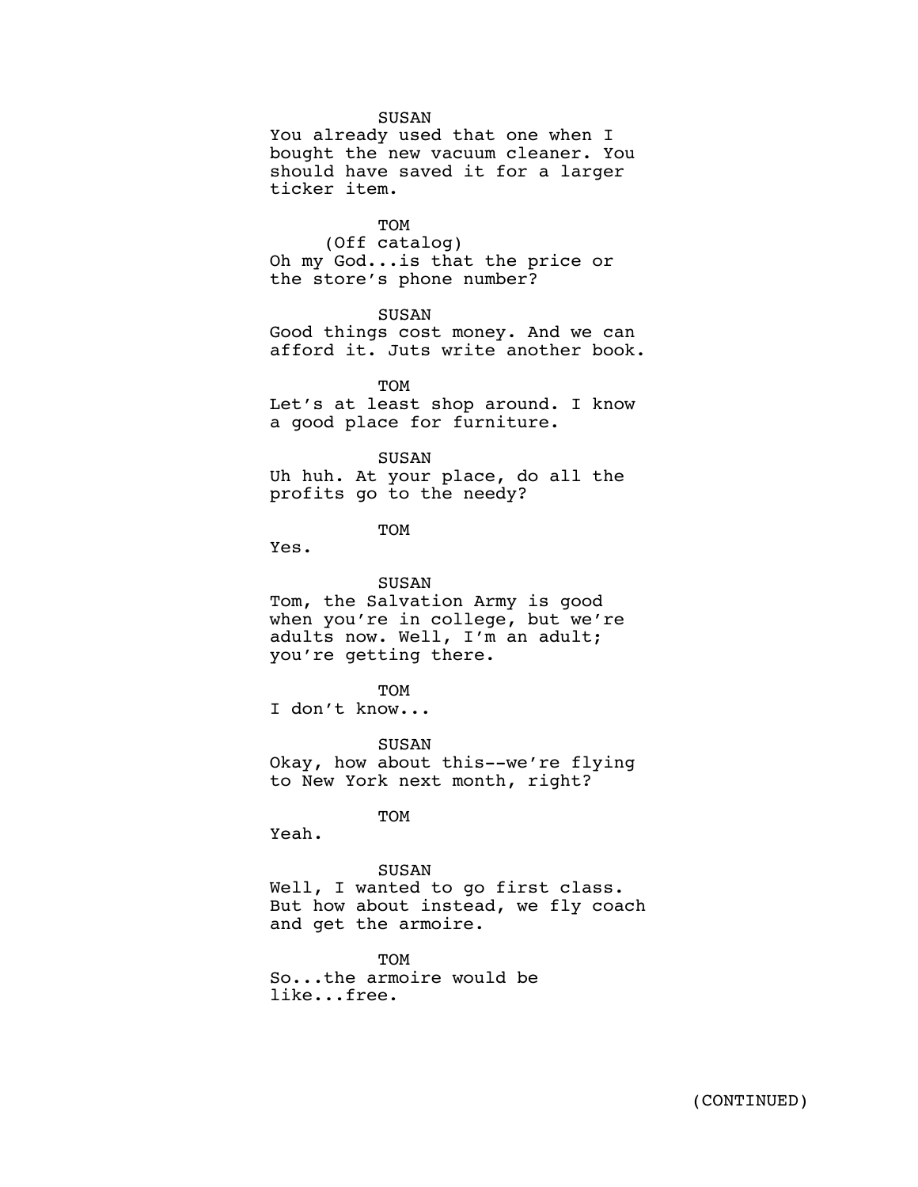SUSAN

You already used that one when I bought the new vacuum cleaner. You should have saved it for a larger ticker item.

TOM

(Off catalog)

Oh my God...is that the price or the store's phone number?

SUSAN

Good things cost money. And we can afford it. Juts write another book.

TOM

Let's at least shop around. I know a good place for furniture.

SUSAN

Uh huh. At your place, do all the profits go to the needy?

TOM

Yes.

SUSAN

Tom, the Salvation Army is good when you're in college, but we're adults now. Well, I'm an adult; you're getting there.

TOM

I don't know...

SUSAN

Okay, how about this--we're flying to New York next month, right?

TOM

Yeah.

SUSAN

Well, I wanted to go first class. But how about instead, we fly coach and get the armoire.

TOM

So...the armoire would be like...free.

(CONTINUED)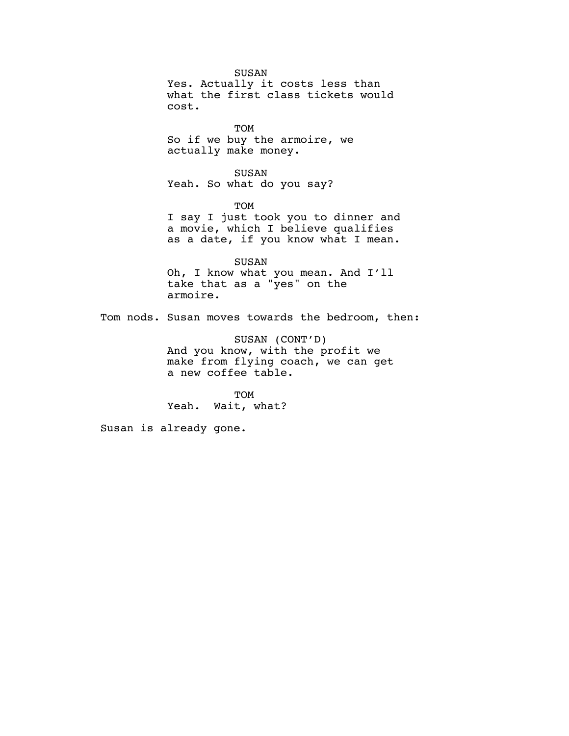SUSAN
Yes. Actually it costs less than what the first class tickets would cost.

TOM
So if we buy the armoire, we actually make money.

SUSAN
Yeah. So what do you say?

TOM
I say I just took you to dinner and a movie, which I believe qualifies as a date, if you know what I mean.

SUSAN
Oh, I know what you mean. And I'll take that as a "yes" on the armoire.

Tom nods. Susan moves towards the bedroom, then:

SUSAN (CONT'D)
And you know, with the profit we make from flying coach, we can get a new coffee table.

TOM
Yeah. Wait, what?

Susan is already gone.